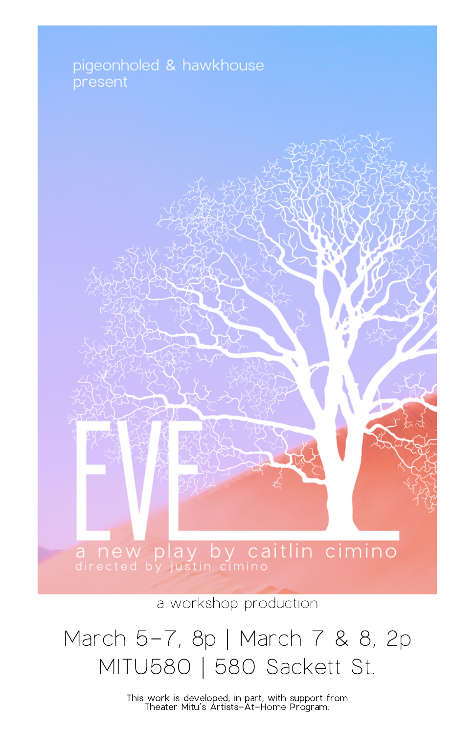pigeonholed & hawkhouse present

# EVE

a new play by caitlin cimino

directed by justin cimino

a workshop production

March 5-7, 8p | March 7 & 8, 2p

MITU580 | 580 Sackett St.

This work is developed, in part, with support from Theater Mitu's Artists-At-Home Program.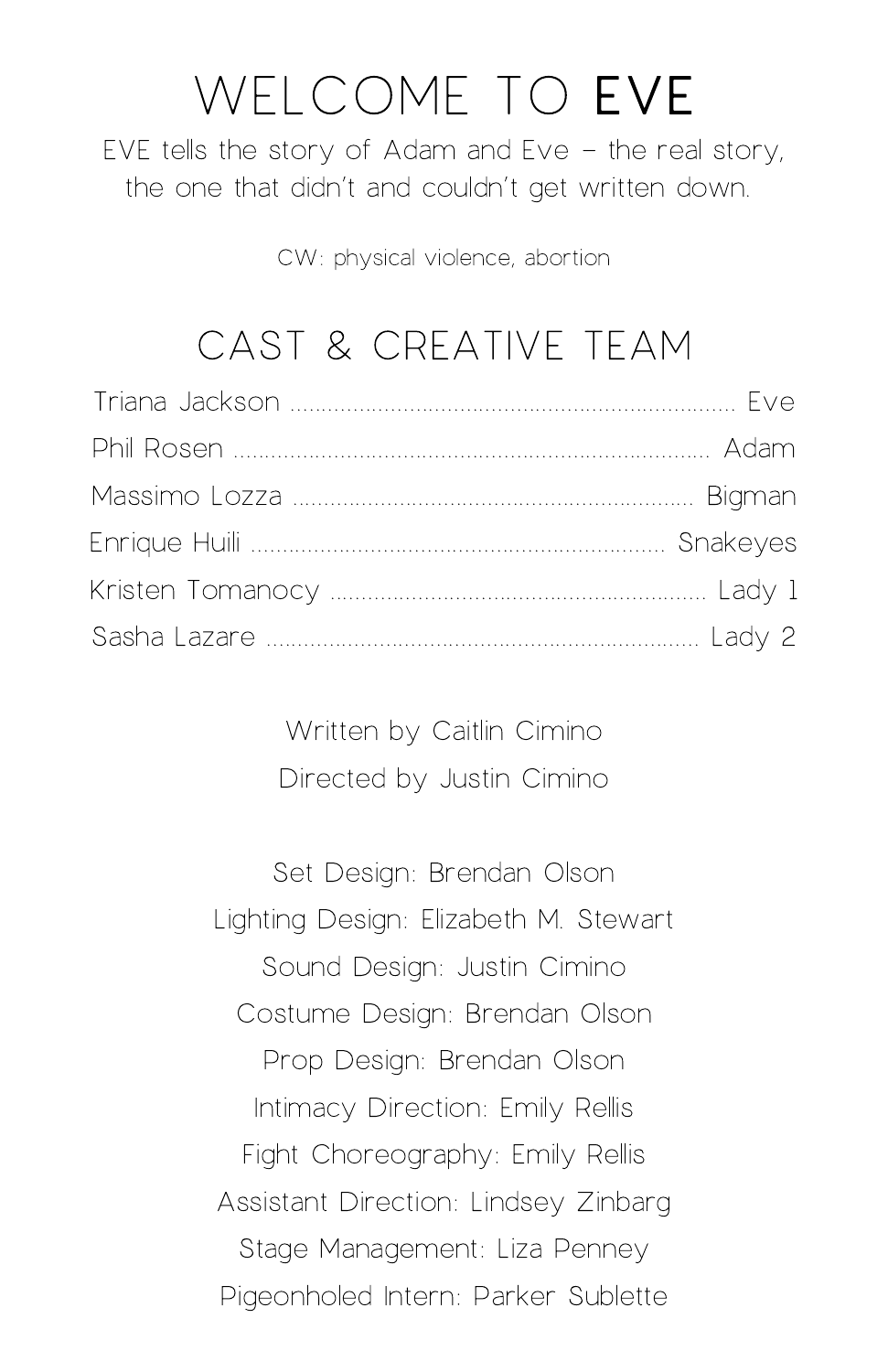# WELCOME TO **EVE**

EVE tells the story of Adam and Eve – the real story, the one that didn't and couldn't get written down.

CW: physical violence, abortion

## CAST & CREATIVE TEAM

Triana Jackson ........................................ Eve

Phil Rosen ........................................ Adam

Massimo Lozza ........................................ Bigman

Enrique Huili ........................................ Snakeyes

Kristen Tomanocy ........................................ Lady 1

Sasha Lazare ........................................ Lady 2

Written by Caitlin Cimino

Directed by Justin Cimino

Set Design: Brendan Olson

Lighting Design: Elizabeth M. Stewart

Sound Design: Justin Cimino

Costume Design: Brendan Olson

Prop Design: Brendan Olson

Intimacy Direction: Emily Rellis

Fight Choreography: Emily Rellis

Assistant Direction: Lindsey Zinbarg

Stage Management: Liza Penney

Pigeonholed Intern: Parker Sublette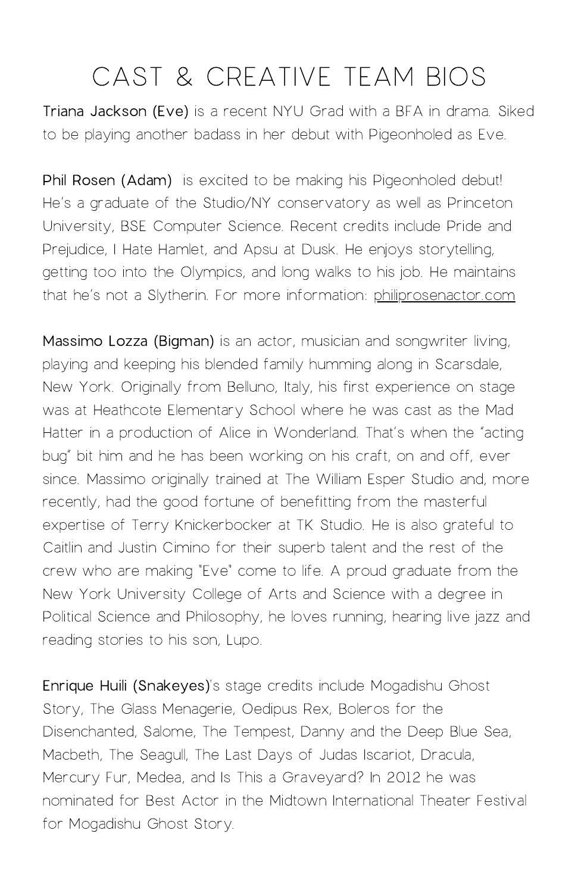# CAST & CREATIVE TEAM BIOS

**Triana Jackson (Eve)** is a recent NYU Grad with a BFA in drama. Siked to be playing another badass in her debut with Pigeonholed as Eve.

**Phil Rosen (Adam)** is excited to be making his Pigeonholed debut! He's a graduate of the Studio/NY conservatory as well as Princeton University, BSE Computer Science. Recent credits include Pride and Prejudice, I Hate Hamlet, and Apsu at Dusk. He enjoys storytelling, getting too into the Olympics, and long walks to his job. He maintains that he's not a Slytherin. For more information: philiprosenactor.com

**Massimo Lozza (Bigman)** is an actor, musician and songwriter living, playing and keeping his blended family humming along in Scarsdale, New York. Originally from Belluno, Italy, his first experience on stage was at Heathcote Elementary School where he was cast as the Mad Hatter in a production of Alice in Wonderland. That's when the "acting bug" bit him and he has been working on his craft, on and off, ever since. Massimo originally trained at The William Esper Studio and, more recently, had the good fortune of benefitting from the masterful expertise of Terry Knickerbocker at TK Studio. He is also grateful to Caitlin and Justin Cimino for their superb talent and the rest of the crew who are making "Eve" come to life. A proud graduate from the New York University College of Arts and Science with a degree in Political Science and Philosophy, he loves running, hearing live jazz and reading stories to his son, Lupo.

**Enrique Huili (Snakeyes)**'s stage credits include Mogadishu Ghost Story, The Glass Menagerie, Oedipus Rex, Boleros for the Disenchanted, Salome, The Tempest, Danny and the Deep Blue Sea, Macbeth, The Seagull, The Last Days of Judas Iscariot, Dracula, Mercury Fur, Medea, and Is This a Graveyard? In 2012 he was nominated for Best Actor in the Midtown International Theater Festival for Mogadishu Ghost Story.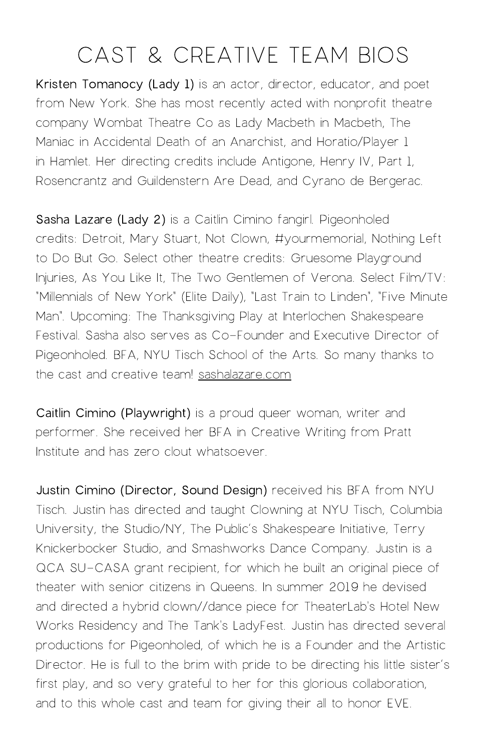# CAST & CREATIVE TEAM BIOS

**Kristen Tomanocy (Lady 1)** is an actor, director, educator, and poet from New York. She has most recently acted with nonprofit theatre company Wombat Theatre Co as Lady Macbeth in Macbeth, The Maniac in Accidental Death of an Anarchist, and Horatio/Player 1 in Hamlet. Her directing credits include Antigone, Henry IV, Part 1, Rosencrantz and Guildenstern Are Dead, and Cyrano de Bergerac.

**Sasha Lazare (Lady 2)** is a Caitlin Cimino fangirl. Pigeonholed credits: Detroit, Mary Stuart, Not Clown, #yourmemorial, Nothing Left to Do But Go. Select other theatre credits: Gruesome Playground Injuries, As You Like It, The Two Gentlemen of Verona. Select Film/TV: "Millennials of New York" (Elite Daily), "Last Train to Linden", "Five Minute Man". Upcoming: The Thanksgiving Play at Interlochen Shakespeare Festival. Sasha also serves as Co-Founder and Executive Director of Pigeonholed. BFA, NYU Tisch School of the Arts. So many thanks to the cast and creative team! sashalazare.com

**Caitlin Cimino (Playwright)** is a proud queer woman, writer and performer. She received her BFA in Creative Writing from Pratt Institute and has zero clout whatsoever.

**Justin Cimino (Director, Sound Design)** received his BFA from NYU Tisch. Justin has directed and taught Clowning at NYU Tisch, Columbia University, the Studio/NY, The Public's Shakespeare Initiative, Terry Knickerbocker Studio, and Smashworks Dance Company. Justin is a QCA SU-CASA grant recipient, for which he built an original piece of theater with senior citizens in Queens. In summer 2019 he devised and directed a hybrid clown//dance piece for TheaterLab's Hotel New Works Residency and The Tank's LadyFest. Justin has directed several productions for Pigeonholed, of which he is a Founder and the Artistic Director. He is full to the brim with pride to be directing his little sister's first play, and so very grateful to her for this glorious collaboration, and to this whole cast and team for giving their all to honor EVE.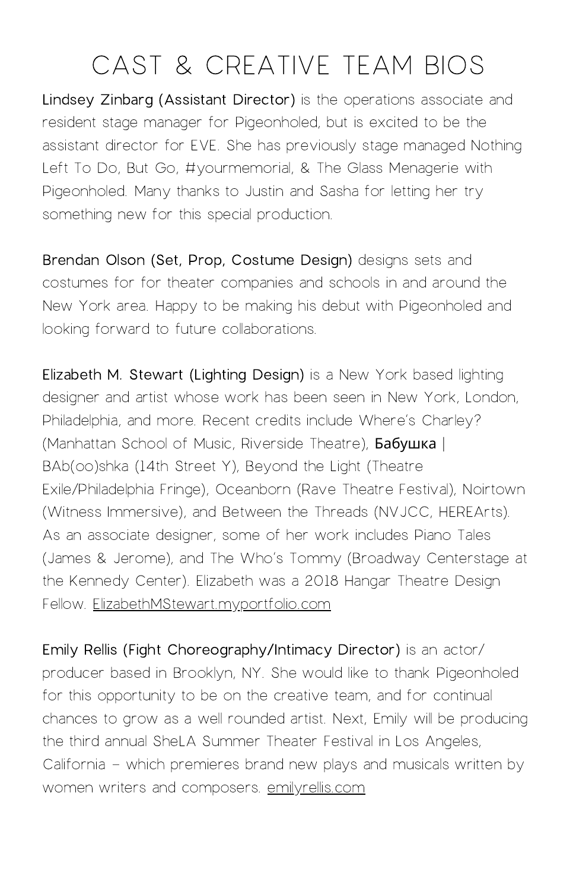# CAST & CREATIVE TEAM BIOS

**Lindsey Zinbarg (Assistant Director)** is the operations associate and resident stage manager for Pigeonholed, but is excited to be the assistant director for EVE. She has previously stage managed Nothing Left To Do, But Go, #yourmemorial, & The Glass Menagerie with Pigeonholed. Many thanks to Justin and Sasha for letting her try something new for this special production.

**Brendan Olson (Set, Prop, Costume Design)** designs sets and costumes for for theater companies and schools in and around the New York area. Happy to be making his debut with Pigeonholed and looking forward to future collaborations.

**Elizabeth M. Stewart (Lighting Design)** is a New York based lighting designer and artist whose work has been seen in New York, London, Philadelphia, and more. Recent credits include Where's Charley? (Manhattan School of Music, Riverside Theatre), **Бабушка** | BAb(oo)shka (14th Street Y), Beyond the Light (Theatre Exile/Philadelphia Fringe), Oceanborn (Rave Theatre Festival), Noirtown (Witness Immersive), and Between the Threads (NVJCC, HEREArts). As an associate designer, some of her work includes Piano Tales (James & Jerome), and The Who's Tommy (Broadway Centerstage at the Kennedy Center). Elizabeth was a 2018 Hangar Theatre Design Fellow. ElizabethMStewart.myportfolio.com

**Emily Rellis (Fight Choreography/Intimacy Director)** is an actor/producer based in Brooklyn, NY. She would like to thank Pigeonholed for this opportunity to be on the creative team, and for continual chances to grow as a well rounded artist. Next, Emily will be producing the third annual SheLA Summer Theater Festival in Los Angeles, California – which premieres brand new plays and musicals written by women writers and composers. emilyrellis.com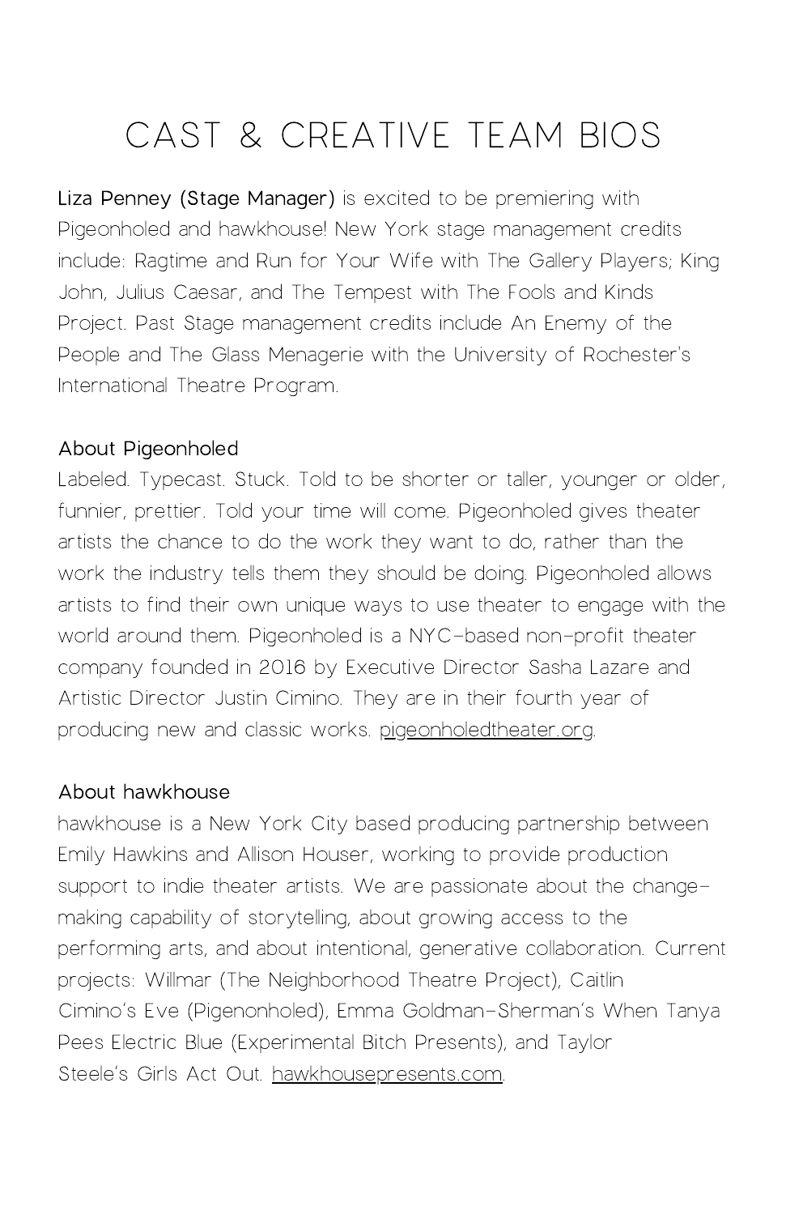# CAST & CREATIVE TEAM BIOS

**Liza Penney (Stage Manager)** is excited to be premiering with Pigeonholed and hawkhouse! New York stage management credits include: Ragtime and Run for Your Wife with The Gallery Players; King John, Julius Caesar, and The Tempest with The Fools and Kinds Project. Past Stage management credits include An Enemy of the People and The Glass Menagerie with the University of Rochester's International Theatre Program.

## About Pigeonholed

Labeled. Typecast. Stuck. Told to be shorter or taller, younger or older, funnier, prettier. Told your time will come. Pigeonholed gives theater artists the chance to do the work they want to do, rather than the work the industry tells them they should be doing. Pigeonholed allows artists to find their own unique ways to use theater to engage with the world around them. Pigeonholed is a NYC-based non-profit theater company founded in 2016 by Executive Director Sasha Lazare and Artistic Director Justin Cimino. They are in their fourth year of producing new and classic works. pigeonholedtheater.org.

## About hawkhouse

hawkhouse is a New York City based producing partnership between Emily Hawkins and Allison Houser, working to provide production support to indie theater artists. We are passionate about the change-making capability of storytelling, about growing access to the performing arts, and about intentional, generative collaboration. Current projects: Willmar (The Neighborhood Theatre Project), Caitlin Cimino's Eve (Pigenonholed), Emma Goldman-Sherman's When Tanya Pees Electric Blue (Experimental Bitch Presents), and Taylor Steele's Girls Act Out. hawkhousepresents.com.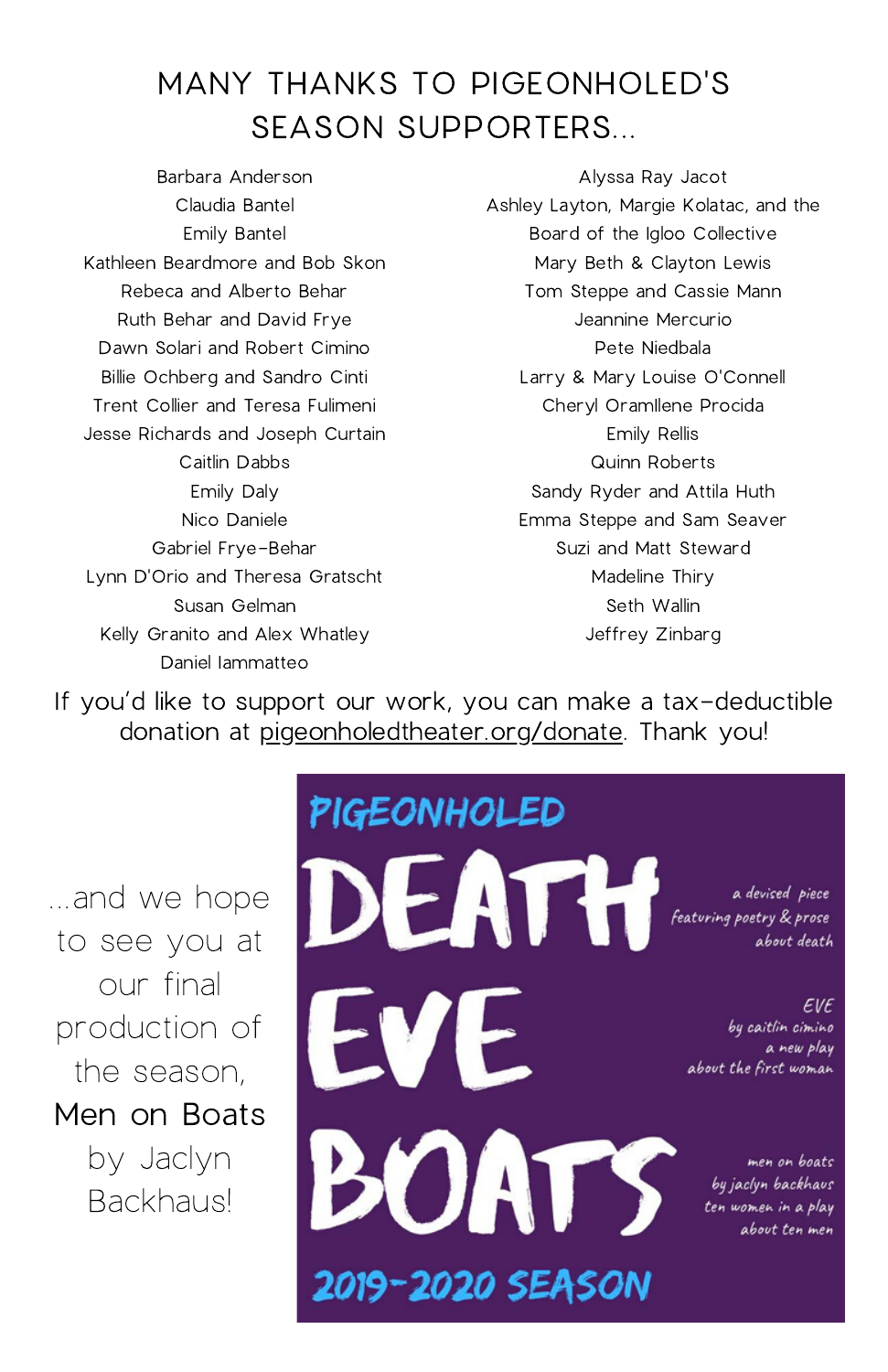# MANY THANKS TO PIGEONHOLED'S SEASON SUPPORTERS...

Barbara Anderson
Claudia Bantel
Emily Bantel
Kathleen Beardmore and Bob Skon
Rebeca and Alberto Behar
Ruth Behar and David Frye
Dawn Solari and Robert Cimino
Billie Ochberg and Sandro Cinti
Trent Collier and Teresa Fulimeni
Jesse Richards and Joseph Curtain
Caitlin Dabbs
Emily Daly
Nico Daniele
Gabriel Frye-Behar
Lynn D'Orio and Theresa Gratscht
Susan Gelman
Kelly Granito and Alex Whatley
Daniel Iammatteo
Alyssa Ray Jacot
Ashley Layton, Margie Kolatac, and the Board of the Igloo Collective
Mary Beth & Clayton Lewis
Tom Steppe and Cassie Mann
Jeannine Mercurio
Pete Niedbala
Larry & Mary Louise O'Connell
Cheryl Oramllene Procida
Emily Rellis
Quinn Roberts
Sandy Ryder and Attila Huth
Emma Steppe and Sam Seaver
Suzi and Matt Steward
Madeline Thiry
Seth Wallin
Jeffrey Zinbarg

If you'd like to support our work, you can make a tax-deductible donation at pigeonholedtheater.org/donate. Thank you!

...and we hope to see you at our final production of the season, Men on Boats by Jaclyn Backhaus!

PIGEONHOLED

DEATH — a devised piece featuring poetry & prose about death

EVE — EVE by caitlin cimino, a new play about the first woman

BOATS — men on boats by jaclyn backhaus, ten women in a play about ten men

2019-2020 SEASON